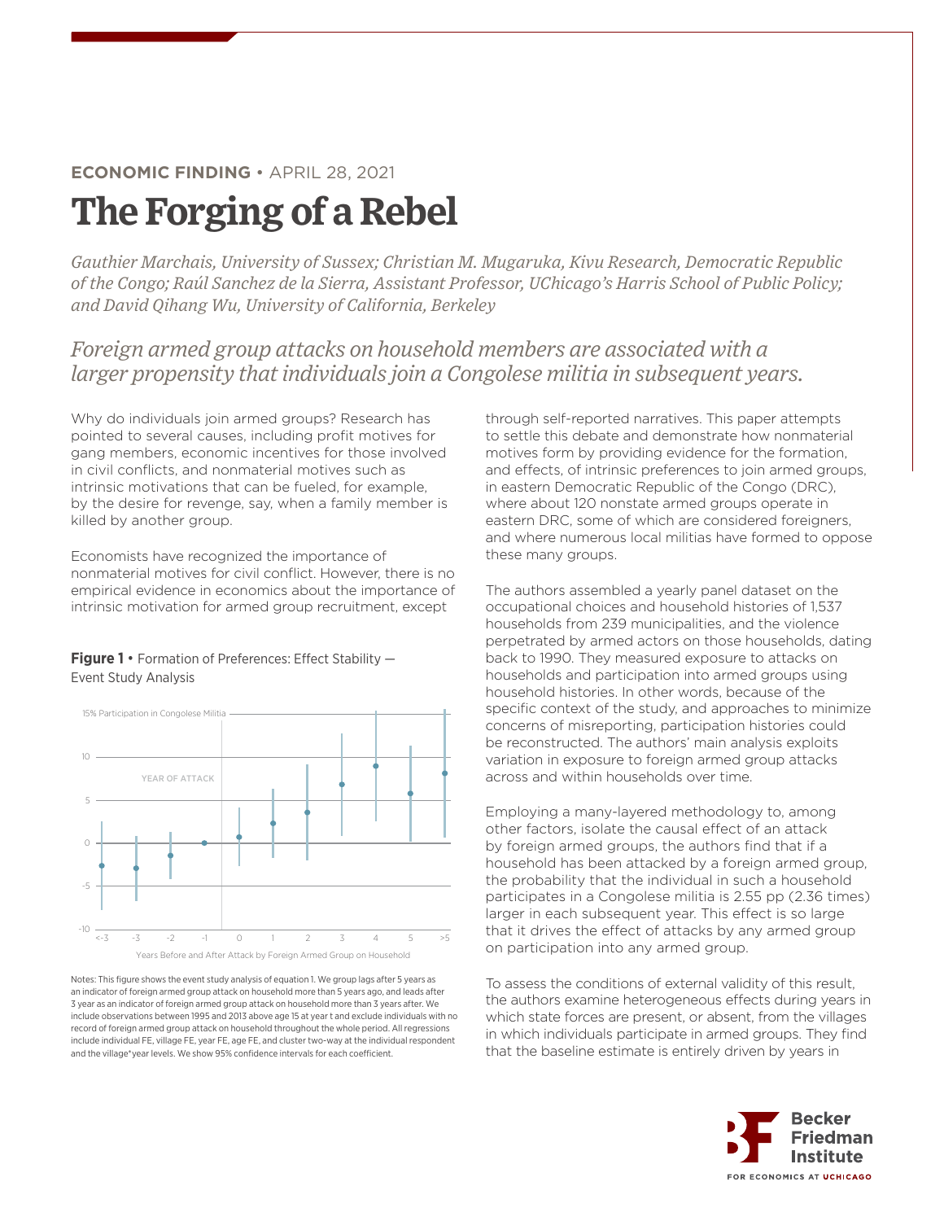**ECONOMIC FINDING** • APRIL 28, 2021

# The Forging of a Rebel

*Gauthier Marchais, University of Sussex; Christian M. Mugaruka, Kivu Research, Democratic Republic of the Congo; Raúl Sanchez de la Sierra, Assistant Professor, UChicago's Harris School of Public Policy; and David Qihang Wu, University of California, Berkeley*

*Foreign armed group attacks on household members are associated with a larger propensity that individuals join a Congolese militia in subsequent years.*

Why do individuals join armed groups? Research has pointed to several causes, including profit motives for gang members, economic incentives for those involved in civil conflicts, and nonmaterial motives such as intrinsic motivations that can be fueled, for example, by the desire for revenge, say, when a family member is killed by another group.

Economists have recognized the importance of nonmaterial motives for civil conflict. However, there is no empirical evidence in economics about the importance of intrinsic motivation for armed group recruitment, except through self-reported narratives. This paper attempts to settle this debate and demonstrate how nonmaterial motives form by providing evidence for the formation, and effects, of intrinsic preferences to join armed groups, in eastern Democratic Republic of the Congo (DRC), where about 120 nonstate armed groups operate in eastern DRC, some of which are considered foreigners, and where numerous local militias have formed to oppose these many groups.

**Figure 1** • Formation of Preferences: Effect Stability — Event Study Analysis

Notes: This figure shows the event study analysis of equation 1. We group lags after 5 years as an indicator of foreign armed group attack on household more than 5 years ago, and leads after 3 year as an indicator of foreign armed group attack on household more than 3 years after. We include observations between 1995 and 2013 above age 15 at year t and exclude individuals with no record of foreign armed group attack on household throughout the whole period. All regressions include individual FE, village FE, year FE, age FE, and cluster two-way at the individual respondent and the village*year levels. We show 95% confidence intervals for each coefficient.

The authors assembled a yearly panel dataset on the occupational choices and household histories of 1,537 households from 239 municipalities, and the violence perpetrated by armed actors on those households, dating back to 1990. They measured exposure to attacks on households and participation into armed groups using household histories. In other words, because of the specific context of the study, and approaches to minimize concerns of misreporting, participation histories could be reconstructed. The authors' main analysis exploits variation in exposure to foreign armed group attacks across and within households over time.

Employing a many-layered methodology to, among other factors, isolate the causal effect of an attack by foreign armed groups, the authors find that if a household has been attacked by a foreign armed group, the probability that the individual in such a household participates in a Congolese militia is 2.55 pp (2.36 times) larger in each subsequent year. This effect is so large that it drives the effect of attacks by any armed group on participation into any armed group.

To assess the conditions of external validity of this result, the authors examine heterogeneous effects during years in which state forces are present, or absent, from the villages in which individuals participate in armed groups. They find that the baseline estimate is entirely driven by years in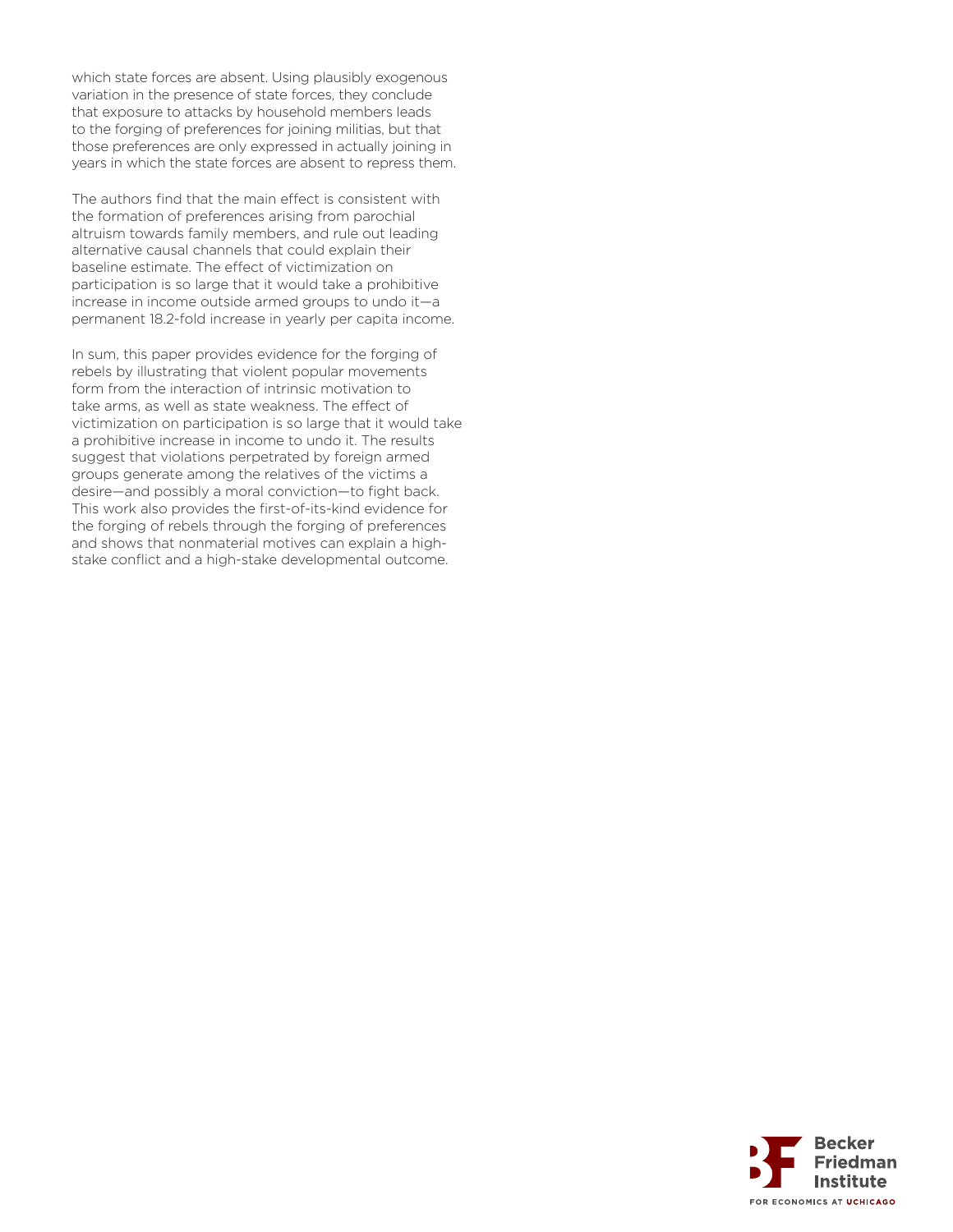which state forces are absent. Using plausibly exogenous variation in the presence of state forces, they conclude that exposure to attacks by household members leads to the forging of preferences for joining militias, but that those preferences are only expressed in actually joining in years in which the state forces are absent to repress them.

The authors find that the main effect is consistent with the formation of preferences arising from parochial altruism towards family members, and rule out leading alternative causal channels that could explain their baseline estimate. The effect of victimization on participation is so large that it would take a prohibitive increase in income outside armed groups to undo it—a permanent 18.2-fold increase in yearly per capita income.

In sum, this paper provides evidence for the forging of rebels by illustrating that violent popular movements form from the interaction of intrinsic motivation to take arms, as well as state weakness. The effect of victimization on participation is so large that it would take a prohibitive increase in income to undo it. The results suggest that violations perpetrated by foreign armed groups generate among the relatives of the victims a desire—and possibly a moral conviction—to fight back. This work also provides the first-of-its-kind evidence for the forging of rebels through the forging of preferences and shows that nonmaterial motives can explain a high-stake conflict and a high-stake developmental outcome.